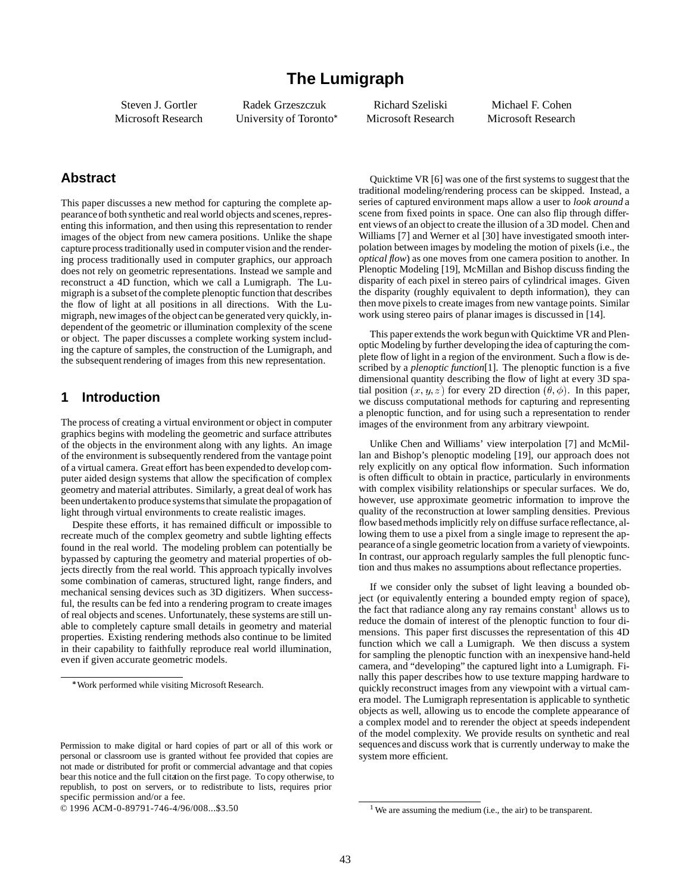# The Lumigraph

Steven J. Gortler
Microsoft Research

Radek Grzeszczuk
University of Toronto*

Richard Szeliski
Microsoft Research

Michael F. Cohen
Microsoft Research

## Abstract

This paper discusses a new method for capturing the complete appearance of both synthetic and real world objects and scenes, representing this information, and then using this representation to render images of the object from new camera positions. Unlike the shape capture process traditionally used in computer vision and the rendering process traditionally used in computer graphics, our approach does not rely on geometric representations. Instead we sample and reconstruct a 4D function, which we call a Lumigraph. The Lumigraph is a subset of the complete plenoptic function that describes the flow of light at all positions in all directions. With the Lumigraph, new images of the object can be generated very quickly, independent of the geometric or illumination complexity of the scene or object. The paper discusses a complete working system including the capture of samples, the construction of the Lumigraph, and the subsequent rendering of images from this new representation.

## 1 Introduction

The process of creating a virtual environment or object in computer graphics begins with modeling the geometric and surface attributes of the objects in the environment along with any lights. An image of the environment is subsequently rendered from the vantage point of a virtual camera. Great effort has been expended to develop computer aided design systems that allow the specification of complex geometry and material attributes. Similarly, a great deal of work has been undertaken to produce systems that simulate the propagation of light through virtual environments to create realistic images.

Despite these efforts, it has remained difficult or impossible to recreate much of the complex geometry and subtle lighting effects found in the real world. The modeling problem can potentially be bypassed by capturing the geometry and material properties of objects directly from the real world. This approach typically involves some combination of cameras, structured light, range finders, and mechanical sensing devices such as 3D digitizers. When successful, the results can be fed into a rendering program to create images of real objects and scenes. Unfortunately, these systems are still unable to completely capture small details in geometry and material properties. Existing rendering methods also continue to be limited in their capability to faithfully reproduce real world illumination, even if given accurate geometric models.

*Work performed while visiting Microsoft Research.

Permission to make digital or hard copies of part or all of this work or personal or classroom use is granted without fee provided that copies are not made or distributed for profit or commercial advantage and that copies bear this notice and the full citation on the first page. To copy otherwise, to republish, to post on servers, or to redistribute to lists, requires prior specific permission and/or a fee.
© 1996 ACM-0-89791-746-4/96/008...$3.50

Quicktime VR [6] was one of the first systems to suggest that the traditional modeling/rendering process can be skipped. Instead, a series of captured environment maps allow a user to *look around* a scene from fixed points in space. One can also flip through different views of an object to create the illusion of a 3D model. Chen and Williams [7] and Werner et al [30] have investigated smooth interpolation between images by modeling the motion of pixels (i.e., the *optical flow*) as one moves from one camera position to another. In Plenoptic Modeling [19], McMillan and Bishop discuss finding the disparity of each pixel in stereo pairs of cylindrical images. Given the disparity (roughly equivalent to depth information), they can then move pixels to create images from new vantage points. Similar work using stereo pairs of planar images is discussed in [14].

This paper extends the work begun with Quicktime VR and Plenoptic Modeling by further developing the idea of capturing the complete flow of light in a region of the environment. Such a flow is described by a *plenoptic function*[1]. The plenoptic function is a five dimensional quantity describing the flow of light at every 3D spatial position $(x, y, z)$ for every 2D direction $(\theta, \phi)$. In this paper, we discuss computational methods for capturing and representing a plenoptic function, and for using such a representation to render images of the environment from any arbitrary viewpoint.

Unlike Chen and Williams' view interpolation [7] and McMillan and Bishop's plenoptic modeling [19], our approach does not rely explicitly on any optical flow information. Such information is often difficult to obtain in practice, particularly in environments with complex visibility relationships or specular surfaces. We do, however, use approximate geometric information to improve the quality of the reconstruction at lower sampling densities. Previous flow based methods implicitly rely on diffuse surface reflectance, allowing them to use a pixel from a single image to represent the appearance of a single geometric location from a variety of viewpoints. In contrast, our approach regularly samples the full plenoptic function and thus makes no assumptions about reflectance properties.

If we consider only the subset of light leaving a bounded object (or equivalently entering a bounded empty region of space), the fact that radiance along any ray remains constant[1] allows us to reduce the domain of interest of the plenoptic function to four dimensions. This paper first discusses the representation of this 4D function which we call a Lumigraph. We then discuss a system for sampling the plenoptic function with an inexpensive hand-held camera, and "developing" the captured light into a Lumigraph. Finally this paper describes how to use texture mapping hardware to quickly reconstruct images from any viewpoint with a virtual camera model. The Lumigraph representation is applicable to synthetic objects as well, allowing us to encode the complete appearance of a complex model and to rerender the object at speeds independent of the model complexity. We provide results on synthetic and real sequences and discuss work that is currently underway to make the system more efficient.

[1] We are assuming the medium (i.e., the air) to be transparent.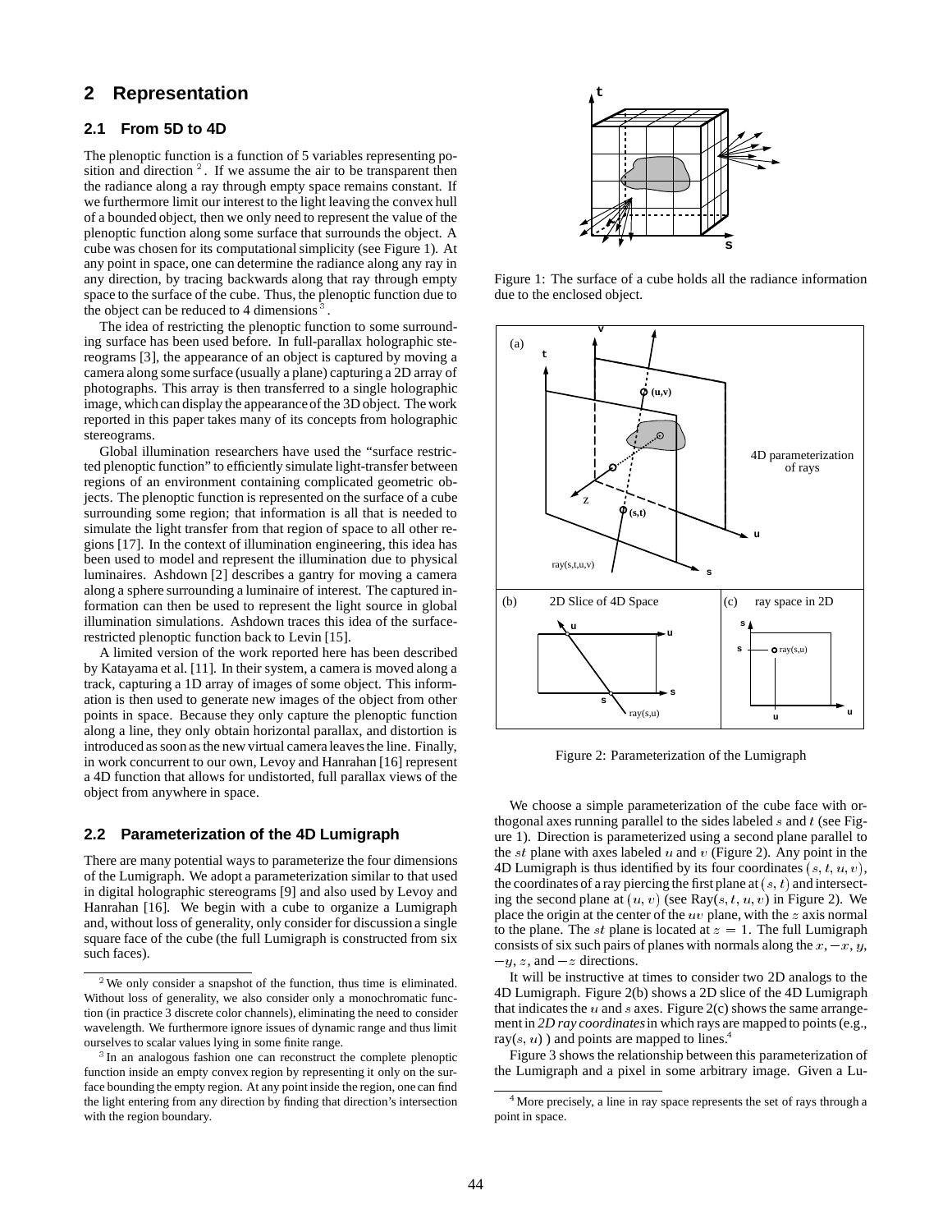## 2 Representation

### 2.1 From 5D to 4D

The plenoptic function is a function of 5 variables representing position and direction [2]. If we assume the air to be transparent then the radiance along a ray through empty space remains constant. If we furthermore limit our interest to the light leaving the convex hull of a bounded object, then we only need to represent the value of the plenoptic function along some surface that surrounds the object. A cube was chosen for its computational simplicity (see Figure 1). At any point in space, one can determine the radiance along any ray in any direction, by tracing backwards along that ray through empty space to the surface of the cube. Thus, the plenoptic function due to the object can be reduced to 4 dimensions [3].

The idea of restricting the plenoptic function to some surrounding surface has been used before. In full-parallax holographic stereograms [3], the appearance of an object is captured by moving a camera along some surface (usually a plane) capturing a 2D array of photographs. This array is then transferred to a single holographic image, which can display the appearance of the 3D object. The work reported in this paper takes many of its concepts from holographic stereograms.

Global illumination researchers have used the "surface restricted plenoptic function" to efficiently simulate light-transfer between regions of an environment containing complicated geometric objects. The plenoptic function is represented on the surface of a cube surrounding some region; that information is all that is needed to simulate the light transfer from that region of space to all other regions [17]. In the context of illumination engineering, this idea has been used to model and represent the illumination due to physical luminaires. Ashdown [2] describes a gantry for moving a camera along a sphere surrounding a luminaire of interest. The captured information can then be used to represent the light source in global illumination simulations. Ashdown traces this idea of the surface-restricted plenoptic function back to Levin [15].

A limited version of the work reported here has been described by Katayama et al. [11]. In their system, a camera is moved along a track, capturing a 1D array of images of some object. This information is then used to generate new images of the object from other points in space. Because they only capture the plenoptic function along a line, they only obtain horizontal parallax, and distortion is introduced as soon as the new virtual camera leaves the line. Finally, in work concurrent to our own, Levoy and Hanrahan [16] represent a 4D function that allows for undistorted, full parallax views of the object from anywhere in space.

### 2.2 Parameterization of the 4D Lumigraph

There are many potential ways to parameterize the four dimensions of the Lumigraph. We adopt a parameterization similar to that used in digital holographic stereograms [9] and also used by Levoy and Hanrahan [16]. We begin with a cube to organize a Lumigraph and, without loss of generality, only consider for discussion a single square face of the cube (the full Lumigraph is constructed from six such faces).

[2] We only consider a snapshot of the function, thus time is eliminated. Without loss of generality, we also consider only a monochromatic function (in practice 3 discrete color channels), eliminating the need to consider wavelength. We furthermore ignore issues of dynamic range and thus limit ourselves to scalar values lying in some finite range.

[3] In an analogous fashion one can reconstruct the complete plenoptic function inside an empty convex region by representing it only on the surface bounding the empty region. At any point inside the region, one can find the light entering from any direction by finding that direction's intersection with the region boundary.

Figure 1: The surface of a cube holds all the radiance information due to the enclosed object.

Figure 2: Parameterization of the Lumigraph

We choose a simple parameterization of the cube face with orthogonal axes running parallel to the sides labeled $s$ and $t$ (see Figure 1). Direction is parameterized using a second plane parallel to the $st$ plane with axes labeled $u$ and $v$ (Figure 2). Any point in the 4D Lumigraph is thus identified by its four coordinates $(s, t, u, v)$, the coordinates of a ray piercing the first plane at $(s, t)$ and intersecting the second plane at $(u, v)$ (see Ray$(s, t, u, v)$ in Figure 2). We place the origin at the center of the $uv$ plane, with the $z$ axis normal to the plane. The $st$ plane is located at $z = 1$. The full Lumigraph consists of six such pairs of planes with normals along the $x, -x, y, -y, z$, and $-z$ directions.

It will be instructive at times to consider two 2D analogs to the 4D Lumigraph. Figure 2(b) shows a 2D slice of the 4D Lumigraph that indicates the $u$ and $s$ axes. Figure 2(c) shows the same arrangement in *2D ray coordinates* in which rays are mapped to points (e.g., ray$(s, u)$ ) and points are mapped to lines.[4]

Figure 3 shows the relationship between this parameterization of the Lumigraph and a pixel in some arbitrary image. Given a Lu-

[4] More precisely, a line in ray space represents the set of rays through a point in space.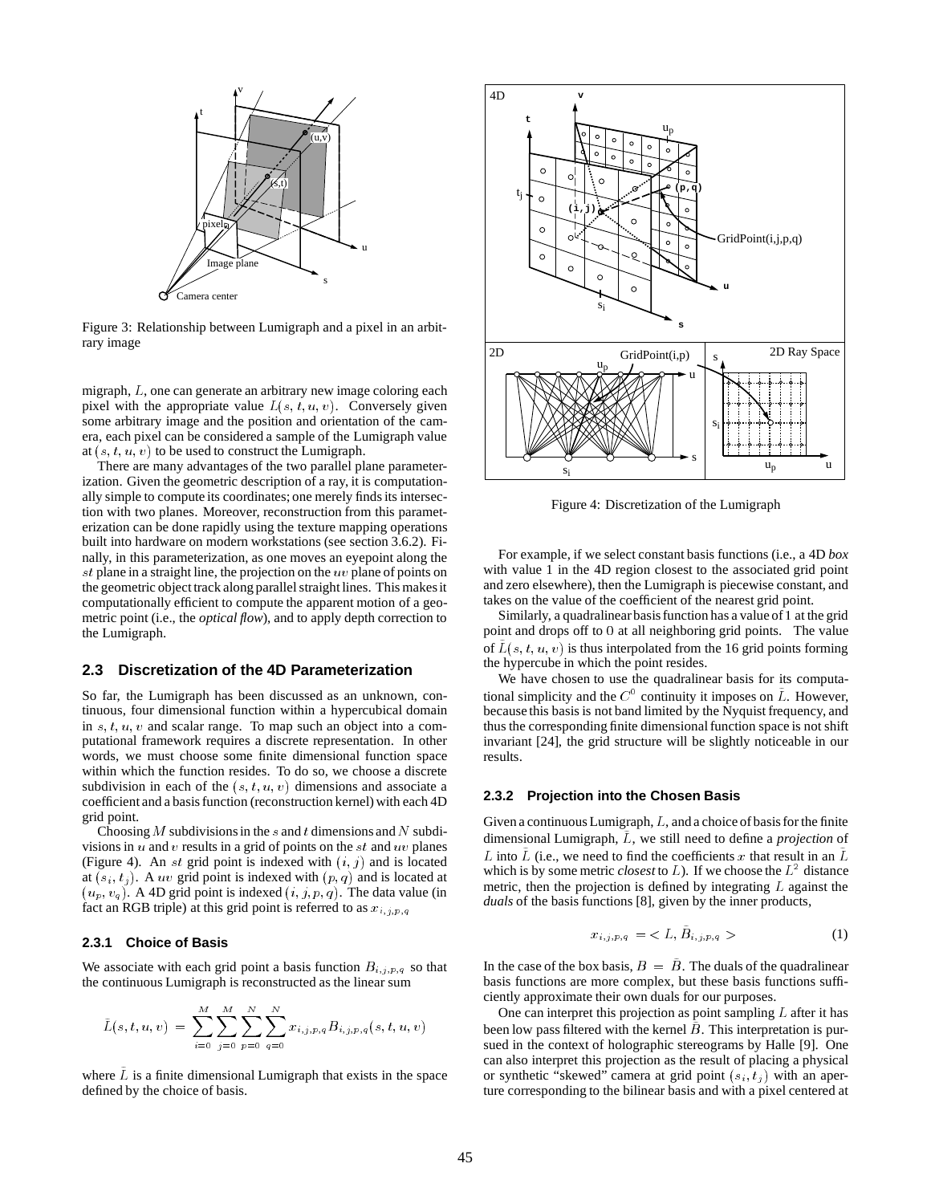Figure 3: Relationship between Lumigraph and a pixel in an arbitrary image

migraph, $L$, one can generate an arbitrary new image coloring each pixel with the appropriate value $L(s, t, u, v)$. Conversely given some arbitrary image and the position and orientation of the camera, each pixel can be considered a sample of the Lumigraph value at $(s, t, u, v)$ to be used to construct the Lumigraph.

There are many advantages of the two parallel plane parameterization. Given the geometric description of a ray, it is computationally simple to compute its coordinates; one merely finds its intersection with two planes. Moreover, reconstruction from this parameterization can be done rapidly using the texture mapping operations built into hardware on modern workstations (see section 3.6.2). Finally, in this parameterization, as one moves an eyepoint along the $st$ plane in a straight line, the projection on the $uv$ plane of points on the geometric object track along parallel straight lines. This makes it computationally efficient to compute the apparent motion of a geometric point (i.e., the *optical flow*), and to apply depth correction to the Lumigraph.

## 2.3 Discretization of the 4D Parameterization

So far, the Lumigraph has been discussed as an unknown, continuous, four dimensional function within a hypercubical domain in $s, t, u, v$ and scalar range. To map such an object into a computational framework requires a discrete representation. In other words, we must choose some finite dimensional function space within which the function resides. To do so, we choose a discrete subdivision in each of the $(s, t, u, v)$ dimensions and associate a coefficient and a basis function (reconstruction kernel) with each 4D grid point.

Choosing $M$ subdivisions in the $s$ and $t$ dimensions and $N$ subdivisions in $u$ and $v$ results in a grid of points on the $st$ and $uv$ planes (Figure 4). An $st$ grid point is indexed with $(i, j)$ and is located at $(s_i, t_j)$. A $uv$ grid point is indexed with $(p, q)$ and is located at $(u_p, v_q)$. A 4D grid point is indexed $(i, j, p, q)$. The data value (in fact an RGB triple) at this grid point is referred to as $x_{i,j,p,q}$

### 2.3.1 Choice of Basis

We associate with each grid point a basis function $B_{i,j,p,q}$ so that the continuous Lumigraph is reconstructed as the linear sum

$$\tilde{L}(s, t, u, v) = \sum_{i=0}^{M} \sum_{j=0}^{M} \sum_{p=0}^{N} \sum_{q=0}^{N} x_{i,j,p,q} B_{i,j,p,q}(s, t, u, v)$$

where $\tilde{L}$ is a finite dimensional Lumigraph that exists in the space defined by the choice of basis.

Figure 4: Discretization of the Lumigraph

For example, if we select constant basis functions (i.e., a 4D *box* with value 1 in the 4D region closest to the associated grid point and zero elsewhere), then the Lumigraph is piecewise constant, and takes on the value of the coefficient of the nearest grid point.

Similarly, a quadralinear basis function has a value of 1 at the grid point and drops off to 0 at all neighboring grid points. The value of $\tilde{L}(s, t, u, v)$ is thus interpolated from the 16 grid points forming the hypercube in which the point resides.

We have chosen to use the quadralinear basis for its computational simplicity and the $C^0$ continuity it imposes on $\tilde{L}$. However, because this basis is not band limited by the Nyquist frequency, and thus the corresponding finite dimensional function space is not shift invariant [24], the grid structure will be slightly noticeable in our results.

### 2.3.2 Projection into the Chosen Basis

Given a continuous Lumigraph, $L$, and a choice of basis for the finite dimensional Lumigraph, $\tilde{L}$, we still need to define a *projection* of $L$ into $\tilde{L}$ (i.e., we need to find the coefficients $x$ that result in an $\tilde{L}$ which is by some metric *closest* to $L$). If we choose the $L^2$ distance metric, then the projection is defined by integrating $L$ against the *duals* of the basis functions [8], given by the inner products,

$$x_{i,j,p,q} = < L, \tilde{B}_{i,j,p,q} > \tag{1}$$

In the case of the box basis, $B = \tilde{B}$. The duals of the quadralinear basis functions are more complex, but these basis functions sufficiently approximate their own duals for our purposes.

One can interpret this projection as point sampling $L$ after it has been low pass filtered with the kernel $\tilde{B}$. This interpretation is pursued in the context of holographic stereograms by Halle [9]. One can also interpret this projection as the result of placing a physical or synthetic "skewed" camera at grid point $(s_i, t_j)$ with an aperture corresponding to the bilinear basis and with a pixel centered at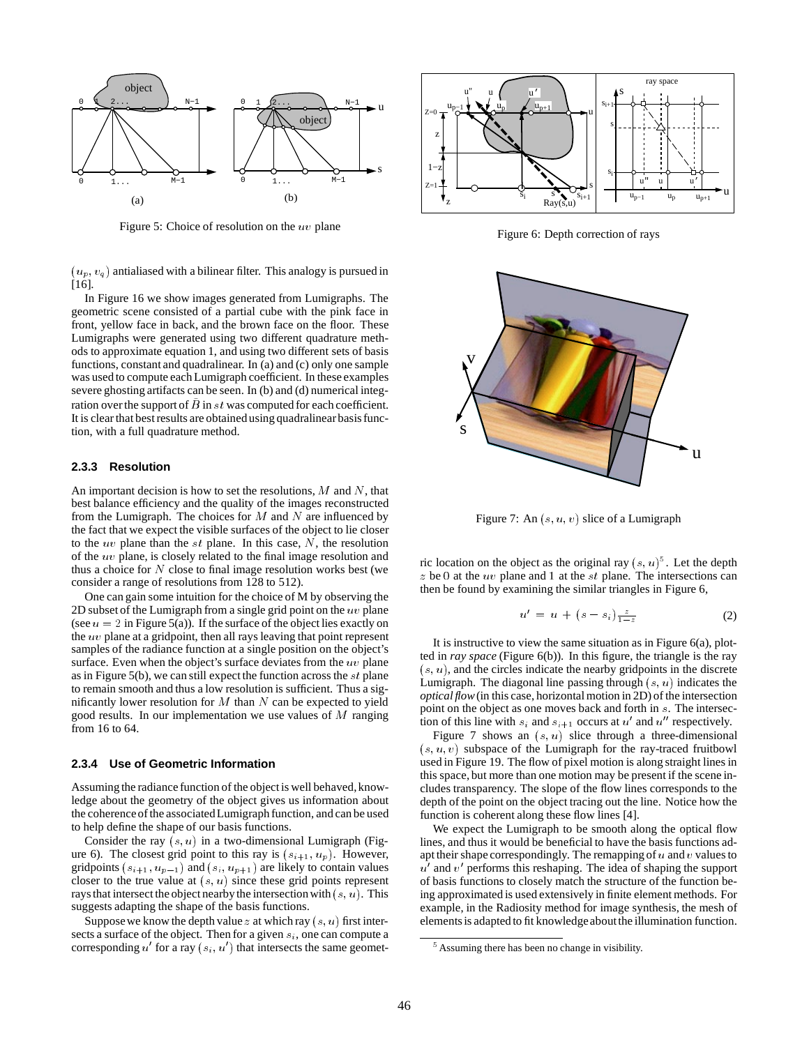Figure 5: Choice of resolution on the $uv$ plane

$(u_p, v_q)$ antialiased with a bilinear filter. This analogy is pursued in [16].

In Figure 16 we show images generated from Lumigraphs. The geometric scene consisted of a partial cube with the pink face in front, yellow face in back, and the brown face on the floor. These Lumigraphs were generated using two different quadrature methods to approximate equation 1, and using two different sets of basis functions, constant and quadralinear. In (a) and (c) only one sample was used to compute each Lumigraph coefficient. In these examples severe ghosting artifacts can be seen. In (b) and (d) numerical integration over the support of $\tilde{B}$ in $st$ was computed for each coefficient. It is clear that best results are obtained using quadralinear basis function, with a full quadrature method.

### 2.3.3 Resolution

An important decision is how to set the resolutions, $M$ and $N$, that best balance efficiency and the quality of the images reconstructed from the Lumigraph. The choices for $M$ and $N$ are influenced by the fact that we expect the visible surfaces of the object to lie closer to the $uv$ plane than the $st$ plane. In this case, $N$, the resolution of the $uv$ plane, is closely related to the final image resolution and thus a choice for $N$ close to final image resolution works best (we consider a range of resolutions from 128 to 512).

One can gain some intuition for the choice of M by observing the 2D subset of the Lumigraph from a single grid point on the $uv$ plane (see $u = 2$ in Figure 5(a)). If the surface of the object lies exactly on the $uv$ plane at a gridpoint, then all rays leaving that point represent samples of the radiance function at a single position on the object's surface. Even when the object's surface deviates from the $uv$ plane as in Figure 5(b), we can still expect the function across the $st$ plane to remain smooth and thus a low resolution is sufficient. Thus a significantly lower resolution for $M$ than $N$ can be expected to yield good results. In our implementation we use values of $M$ ranging from 16 to 64.

### 2.3.4 Use of Geometric Information

Assuming the radiance function of the object is well behaved, knowledge about the geometry of the object gives us information about the coherence of the associated Lumigraph function, and can be used to help define the shape of our basis functions.

Consider the ray $(s, u)$ in a two-dimensional Lumigraph (Figure 6). The closest grid point to this ray is $(s_{i+1}, u_p)$. However, gridpoints $(s_{i+1}, u_{p-1})$ and $(s_i, u_{p+1})$ are likely to contain values closer to the true value at $(s, u)$ since these grid points represent rays that intersect the object nearby the intersection with $(s, u)$. This suggests adapting the shape of the basis functions.

Suppose we know the depth value $z$ at which ray $(s, u)$ first intersects a surface of the object. Then for a given $s_i$, one can compute a corresponding $u'$ for a ray $(s_i, u')$ that intersects the same geometric location on the object as the original ray $(s, u)$[5]. Let the depth $z$ be 0 at the $uv$ plane and 1 at the $st$ plane. The intersections can then be found by examining the similar triangles in Figure 6,

$$u' = u + (s - s_i)\frac{z}{1-z} \tag{2}$$

Figure 6: Depth correction of rays

Figure 7: An $(s, u, v)$ slice of a Lumigraph

It is instructive to view the same situation as in Figure 6(a), plotted in *ray space* (Figure 6(b)). In this figure, the triangle is the ray $(s, u)$, and the circles indicate the nearby gridpoints in the discrete Lumigraph. The diagonal line passing through $(s, u)$ indicates the *optical flow* (in this case, horizontal motion in 2D) of the intersection point on the object as one moves back and forth in $s$. The intersection of this line with $s_i$ and $s_{i+1}$ occurs at $u'$ and $u''$ respectively.

Figure 7 shows an $(s, u)$ slice through a three-dimensional $(s, u, v)$ subspace of the Lumigraph for the ray-traced fruitbowl used in Figure 19. The flow of pixel motion is along straight lines in this space, but more than one motion may be present if the scene includes transparency. The slope of the flow lines corresponds to the depth of the point on the object tracing out the line. Notice how the function is coherent along these flow lines [4].

We expect the Lumigraph to be smooth along the optical flow lines, and thus it would be beneficial to have the basis functions adapt their shape correspondingly. The remapping of $u$ and $v$ values to $u'$ and $v'$ performs this reshaping. The idea of shaping the support of basis functions to closely match the structure of the function being approximated is used extensively in finite element methods. For example, in the Radiosity method for image synthesis, the mesh of elements is adapted to fit knowledge about the illumination function.

[5] Assuming there has been no change in visibility.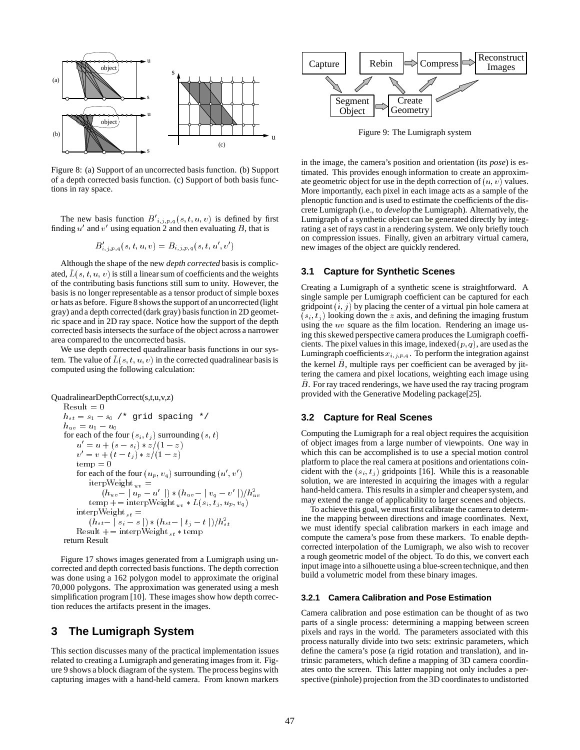Figure 8: (a) Support of an uncorrected basis function. (b) Support of a depth corrected basis function. (c) Support of both basis functions in ray space.

The new basis function $B'_{i,j,p,q}(s,t,u,v)$ is defined by first finding $u'$ and $v'$ using equation 2 and then evaluating $B$, that is

$$B'_{i,j,p,q}(s,t,u,v) = B_{i,j,p,q}(s,t,u',v')$$

Although the shape of the new *depth corrected* basis is complicated, $\tilde{L}(s,t,u,v)$ is still a linear sum of coefficients and the weights of the contributing basis functions still sum to unity. However, the basis is no longer representable as a tensor product of simple boxes or hats as before. Figure 8 shows the support of an uncorrected (light gray) and a depth corrected (dark gray) basis function in 2D geometric space and in 2D ray space. Notice how the support of the depth corrected basis intersects the surface of the object across a narrower area compared to the uncorrected basis.

We use depth corrected quadralinear basis functions in our system. The value of $\tilde{L}(s,t,u,v)$ in the corrected quadralinear basis is computed using the following calculation:

```
QuadralinearDepthCorrect(s,t,u,v,z)
  Result = 0
  h_st = s_1 - s_0 /* grid spacing */
  h_uv = u_1 - u_0
  for each of the four (s_i, t_j) surrounding (s, t)
      u' = u + (s - s_i) * z/(1 - z)
      v' = v + (t - t_j) * z/(1 - z)
      temp = 0
      for each of the four (u_p, v_q) surrounding (u', v')
          iterpWeight_uv =
              (h_uv - | u_p - u' |) * (h_uv - | v_q - v' |)/h_uv^2
          temp += interpWeight_uv * L(s_i, t_j, u_p, v_q)
      interpWeight_st =
          (h_st - | s_i - s |) * (h_st - | t_j - t |)/h_st^2
      Result += interpWeight_st * temp
  return Result
```

Figure 17 shows images generated from a Lumigraph using uncorrected and depth corrected basis functions. The depth correction was done using a 162 polygon model to approximate the original 70,000 polygons. The approximation was generated using a mesh simplification program [10]. These images show how depth correction reduces the artifacts present in the images.

# 3 The Lumigraph System

This section discusses many of the practical implementation issues related to creating a Lumigraph and generating images from it. Figure 9 shows a block diagram of the system. The process begins with capturing images with a hand-held camera. From known markers in the image, the camera's position and orientation (its *pose*) is estimated. This provides enough information to create an approximate geometric object for use in the depth correction of $(u,v)$ values. More importantly, each pixel in each image acts as a sample of the plenoptic function and is used to estimate the coefficients of the discrete Lumigraph (i.e., to *develop* the Lumigraph). Alternatively, the Lumigraph of a synthetic object can be generated directly by integrating a set of rays cast in a rendering system. We only briefly touch on compression issues. Finally, given an arbitrary virtual camera, new images of the object are quickly rendered.

Figure 9: The Lumigraph system

## 3.1 Capture for Synthetic Scenes

Creating a Lumigraph of a synthetic scene is straightforward. A single sample per Lumigraph coefficient can be captured for each gridpoint $(i,j)$ by placing the center of a virtual pin hole camera at $(s_i,t_j)$ looking down the $z$ axis, and defining the imaging frustum using the $uv$ square as the film location. Rendering an image using this skewed perspective camera produces the Lumigraph coefficients. The pixel values in this image, indexed $(p,q)$, are used as the Lumingraph coefficients $x_{i,j,p,q}$. To perform the integration against the kernel $\tilde{B}$, multiple rays per coefficient can be averaged by jittering the camera and pixel locations, weighting each image using $\tilde{B}$. For ray traced renderings, we have used the ray tracing program provided with the Generative Modeling package[25].

## 3.2 Capture for Real Scenes

Computing the Lumigraph for a real object requires the acquisition of object images from a large number of viewpoints. One way in which this can be accomplished is to use a special motion control platform to place the real camera at positions and orientations coincident with the $(s_i,t_j)$ gridpoints [16]. While this is a reasonable solution, we are interested in acquiring the images with a regular hand-held camera. This results in a simpler and cheaper system, and may extend the range of applicability to larger scenes and objects.

To achieve this goal, we must first calibrate the camera to determine the mapping between directions and image coordinates. Next, we must identify special calibration markers in each image and compute the camera's pose from these markers. To enable depth-corrected interpolation of the Lumigraph, we also wish to recover a rough geometric model of the object. To do this, we convert each input image into a silhouette using a blue-screen technique, and then build a volumetric model from these binary images.

### 3.2.1 Camera Calibration and Pose Estimation

Camera calibration and pose estimation can be thought of as two parts of a single process: determining a mapping between screen pixels and rays in the world. The parameters associated with this process naturally divide into two sets: extrinsic parameters, which define the camera's pose (a rigid rotation and translation), and intrinsic parameters, which define a mapping of 3D camera coordinates onto the screen. This latter mapping not only includes a perspective (pinhole) projection from the 3D coordinates to undistorted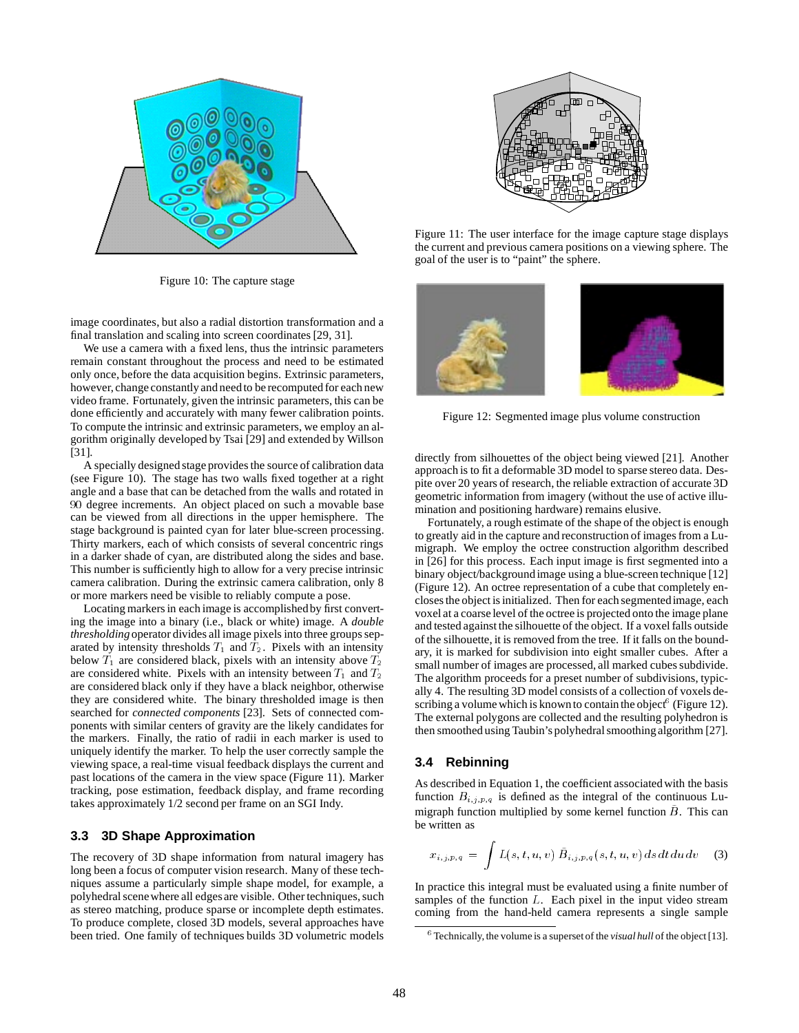Figure 10: The capture stage

image coordinates, but also a radial distortion transformation and a final translation and scaling into screen coordinates [29, 31].

We use a camera with a fixed lens, thus the intrinsic parameters remain constant throughout the process and need to be estimated only once, before the data acquisition begins. Extrinsic parameters, however, change constantly and need to be recomputed for each new video frame. Fortunately, given the intrinsic parameters, this can be done efficiently and accurately with many fewer calibration points. To compute the intrinsic and extrinsic parameters, we employ an algorithm originally developed by Tsai [29] and extended by Willson [31].

A specially designed stage provides the source of calibration data (see Figure 10). The stage has two walls fixed together at a right angle and a base that can be detached from the walls and rotated in $90$ degree increments. An object placed on such a movable base can be viewed from all directions in the upper hemisphere. The stage background is painted cyan for later blue-screen processing. Thirty markers, each of which consists of several concentric rings in a darker shade of cyan, are distributed along the sides and base. This number is sufficiently high to allow for a very precise intrinsic camera calibration. During the extrinsic camera calibration, only 8 or more markers need be visible to reliably compute a pose.

Locating markers in each image is accomplished by first converting the image into a binary (i.e., black or white) image. A *double thresholding* operator divides all image pixels into three groups separated by intensity thresholds $T_1$ and $T_2$. Pixels with an intensity below $T_1$ are considered black, pixels with an intensity above $T_2$ are considered white. Pixels with an intensity between $T_1$ and $T_2$ are considered black only if they have a black neighbor, otherwise they are considered white. The binary thresholded image is then searched for *connected components* [23]. Sets of connected components with similar centers of gravity are the likely candidates for the markers. Finally, the ratio of radii in each marker is used to uniquely identify the marker. To help the user correctly sample the viewing space, a real-time visual feedback displays the current and past locations of the camera in the view space (Figure 11). Marker tracking, pose estimation, feedback display, and frame recording takes approximately 1/2 second per frame on an SGI Indy.

### 3.3 3D Shape Approximation

The recovery of 3D shape information from natural imagery has long been a focus of computer vision research. Many of these techniques assume a particularly simple shape model, for example, a polyhedral scene where all edges are visible. Other techniques, such as stereo matching, produce sparse or incomplete depth estimates. To produce complete, closed 3D models, several approaches have been tried. One family of techniques builds 3D volumetric models directly from silhouettes of the object being viewed [21]. Another approach is to fit a deformable 3D model to sparse stereo data. Despite over 20 years of research, the reliable extraction of accurate 3D geometric information from imagery (without the use of active illumination and positioning hardware) remains elusive.

Figure 11: The user interface for the image capture stage displays the current and previous camera positions on a viewing sphere. The goal of the user is to "paint" the sphere.

Figure 12: Segmented image plus volume construction

Fortunately, a rough estimate of the shape of the object is enough to greatly aid in the capture and reconstruction of images from a Lumigraph. We employ the octree construction algorithm described in [26] for this process. Each input image is first segmented into a binary object/background image using a blue-screen technique [12] (Figure 12). An octree representation of a cube that completely encloses the object is initialized. Then for each segmented image, each voxel at a coarse level of the octree is projected onto the image plane and tested against the silhouette of the object. If a voxel falls outside of the silhouette, it is removed from the tree. If it falls on the boundary, it is marked for subdivision into eight smaller cubes. After a small number of images are processed, all marked cubes subdivide. The algorithm proceeds for a preset number of subdivisions, typically 4. The resulting 3D model consists of a collection of voxels describing a volume which is known to contain the object[6] (Figure 12). The external polygons are collected and the resulting polyhedron is then smoothed using Taubin's polyhedral smoothing algorithm [27].

### 3.4 Rebinning

As described in Equation 1, the coefficient associated with the basis function $B_{i,j,p,q}$ is defined as the integral of the continuous Lumigraph function multiplied by some kernel function $\bar{B}$. This can be written as

$$x_{i,j,p,q} = \int L(s,t,u,v)\, \bar{B}_{i,j,p,q}(s,t,u,v)\, ds\, dt\, du\, dv \qquad (3)$$

In practice this integral must be evaluated using a finite number of samples of the function $L$. Each pixel in the input video stream coming from the hand-held camera represents a single sample

[6] Technically, the volume is a superset of the *visual hull* of the object [13].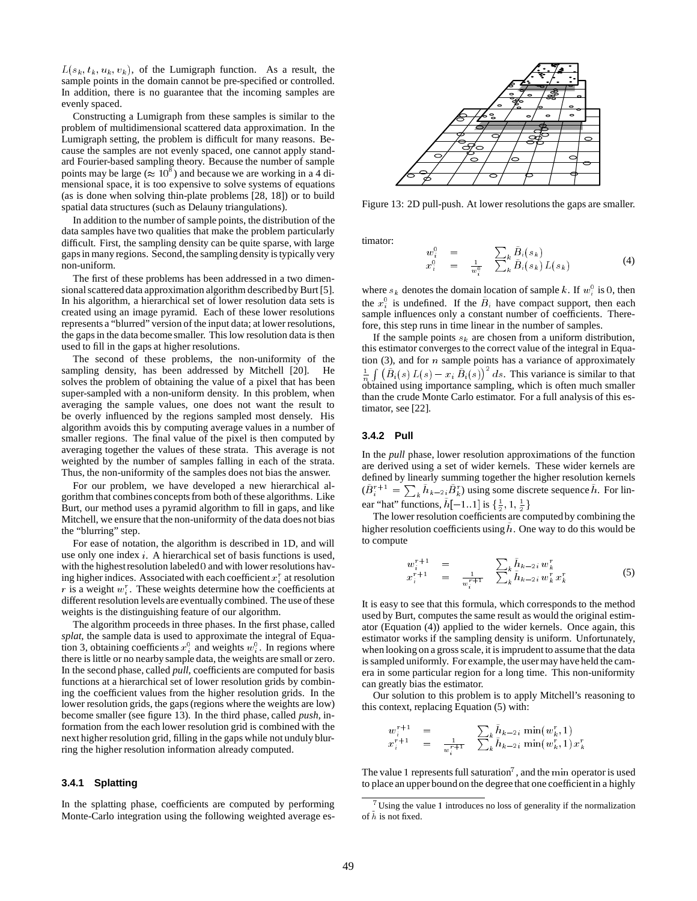$L(s_k, t_k, u_k, v_k)$, of the Lumigraph function. As a result, the sample points in the domain cannot be pre-specified or controlled. In addition, there is no guarantee that the incoming samples are evenly spaced.

Constructing a Lumigraph from these samples is similar to the problem of multidimensional scattered data approximation. In the Lumigraph setting, the problem is difficult for many reasons. Because the samples are not evenly spaced, one cannot apply standard Fourier-based sampling theory. Because the number of sample points may be large ($\approx 10^8$) and because we are working in a 4 dimensional space, it is too expensive to solve systems of equations (as is done when solving thin-plate problems [28, 18]) or to build spatial data structures (such as Delauny triangulations).

In addition to the number of sample points, the distribution of the data samples have two qualities that make the problem particularly difficult. First, the sampling density can be quite sparse, with large gaps in many regions. Second, the sampling density is typically very non-uniform.

The first of these problems has been addressed in a two dimensional scattered data approximation algorithm described by Burt [5]. In his algorithm, a hierarchical set of lower resolution data sets is created using an image pyramid. Each of these lower resolutions represents a "blurred" version of the input data; at lower resolutions, the gaps in the data become smaller. This low resolution data is then used to fill in the gaps at higher resolutions.

The second of these problems, the non-uniformity of the sampling density, has been addressed by Mitchell [20]. He solves the problem of obtaining the value of a pixel that has been super-sampled with a non-uniform density. In this problem, when averaging the sample values, one does not want the result to be overly influenced by the regions sampled most densely. His algorithm avoids this by computing average values in a number of smaller regions. The final value of the pixel is then computed by averaging together the values of these strata. This average is not weighted by the number of samples falling in each of the strata. Thus, the non-uniformity of the samples does not bias the answer.

For our problem, we have developed a new hierarchical algorithm that combines concepts from both of these algorithms. Like Burt, our method uses a pyramid algorithm to fill in gaps, and like Mitchell, we ensure that the non-uniformity of the data does not bias the "blurring" step.

For ease of notation, the algorithm is described in 1D, and will use only one index $i$. A hierarchical set of basis functions is used, with the highest resolution labeled 0 and with lower resolutions having higher indices. Associated with each coefficient $x_i^r$ at resolution $r$ is a weight $w_i^r$. These weights determine how the coefficients at different resolution levels are eventually combined. The use of these weights is the distinguishing feature of our algorithm.

The algorithm proceeds in three phases. In the first phase, called *splat*, the sample data is used to approximate the integral of Equation 3, obtaining coefficients $x_i^0$ and weights $w_i^0$. In regions where there is little or no nearby sample data, the weights are small or zero. In the second phase, called *pull*, coefficients are computed for basis functions at a hierarchical set of lower resolution grids by combining the coefficient values from the higher resolution grids. In the lower resolution grids, the gaps (regions where the weights are low) become smaller (see figure 13). In the third phase, called *push*, information from the each lower resolution grid is combined with the next higher resolution grid, filling in the gaps while not unduly blurring the higher resolution information already computed.

#### 3.4.1 Splatting

In the splatting phase, coefficients are computed by performing Monte-Carlo integration using the following weighted average estimator:

Figure 13: 2D pull-push. At lower resolutions the gaps are smaller.

$$
\begin{aligned}
w_i^0 &= \sum_k \tilde{B}_i(s_k) \\
x_i^0 &= \frac{1}{w_i^0} \sum_k \tilde{B}_i(s_k)\, L(s_k)
\end{aligned}
\tag{4}
$$

where $s_k$ denotes the domain location of sample $k$. If $w_i^0$ is 0, then the $x_i^0$ is undefined. If the $\tilde{B}_i$ have compact support, then each sample influences only a constant number of coefficients. Therefore, this step runs in time linear in the number of samples.

If the sample points $s_k$ are chosen from a uniform distribution, this estimator converges to the correct value of the integral in Equation (3), and for $n$ sample points has a variance of approximately $\frac{1}{n}\int \left(\tilde{B}_i(s)\, L(s) - x_i\, \tilde{B}_i(s)\right)^2 ds$. This variance is similar to that obtained using importance sampling, which is often much smaller than the crude Monte Carlo estimator. For a full analysis of this estimator, see [22].

#### 3.4.2 Pull

In the *pull* phase, lower resolution approximations of the function are derived using a set of wider kernels. These wider kernels are defined by linearly summing together the higher resolution kernels ($\tilde{B}_i^{r+1} = \sum_k \tilde{h}_{k-2i} \tilde{B}_k^r$) using some discrete sequence $\tilde{h}$. For linear "hat" functions, $\tilde{h}[-1..1]$ is $\{\frac{1}{2}, 1, \frac{1}{2}\}$

The lower resolution coefficients are computed by combining the higher resolution coefficients using $\tilde{h}$. One way to do this would be to compute

$$
\begin{aligned}
w_i^{r+1} &= \sum_k \tilde{h}_{k-2i}\, w_k^r \\
x_i^{r+1} &= \frac{1}{w_i^{r+1}} \sum_k \tilde{h}_{k-2i}\, w_k^r\, x_k^r
\end{aligned}
\tag{5}
$$

It is easy to see that this formula, which corresponds to the method used by Burt, computes the same result as would the original estimator (Equation (4)) applied to the wider kernels. Once again, this estimator works if the sampling density is uniform. Unfortunately, when looking on a gross scale, it is imprudent to assume that the data is sampled uniformly. For example, the user may have held the camera in some particular region for a long time. This non-uniformity can greatly bias the estimator.

Our solution to this problem is to apply Mitchell's reasoning to this context, replacing Equation (5) with:

$$
\begin{aligned}
w_i^{r+1} &= \sum_k \tilde{h}_{k-2i}\, \min(w_k^r, 1) \\
x_i^{r+1} &= \frac{1}{w_i^{r+1}} \sum_k \tilde{h}_{k-2i}\, \min(w_k^r, 1)\, x_k^r
\end{aligned}
$$

The value 1 represents full saturation[7], and the min operator is used to place an upper bound on the degree that one coefficient in a highly

[7] Using the value 1 introduces no loss of generality if the normalization of $\tilde{h}$ is not fixed.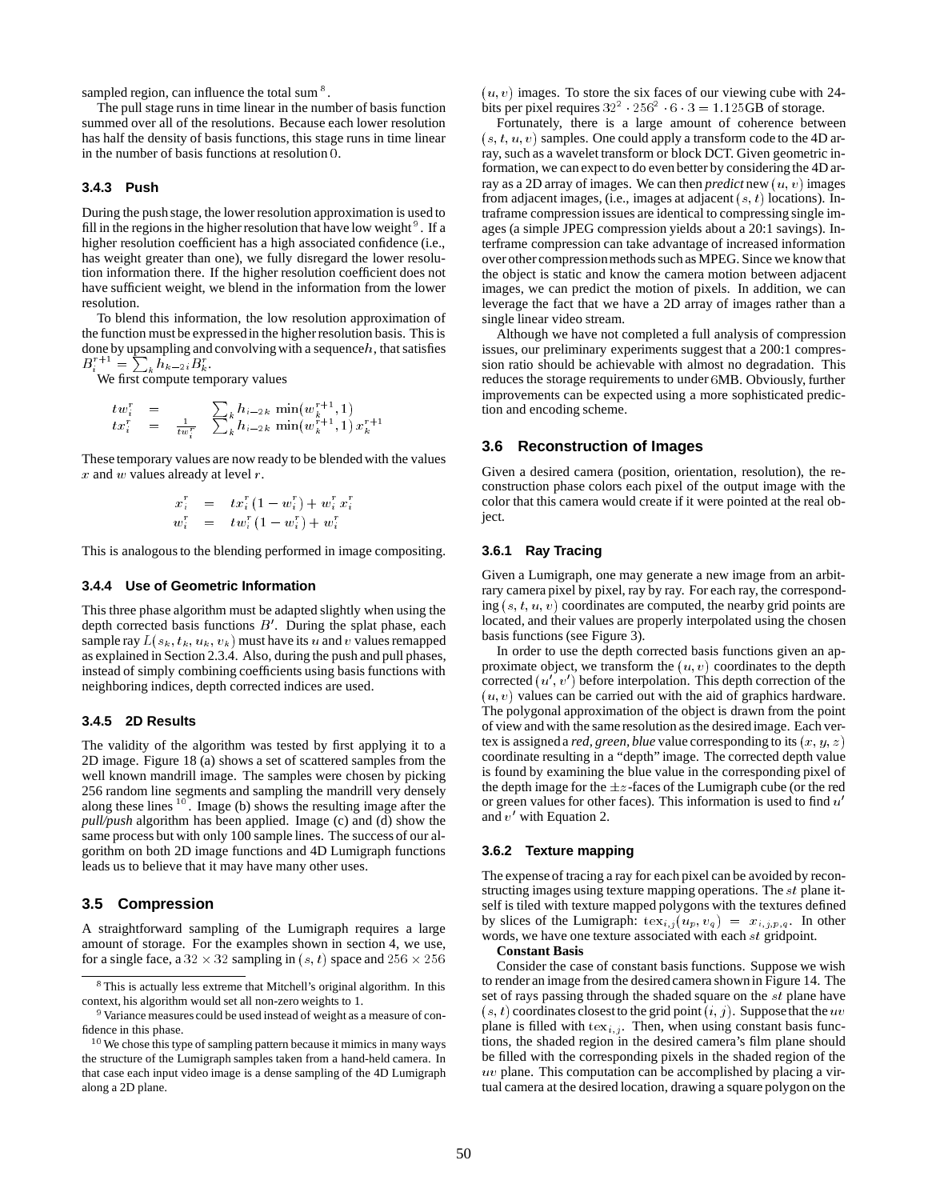sampled region, can influence the total sum [8].

The pull stage runs in time linear in the number of basis function summed over all of the resolutions. Because each lower resolution has half the density of basis functions, this stage runs in time linear in the number of basis functions at resolution 0.

#### 3.4.3 Push

During the push stage, the lower resolution approximation is used to fill in the regions in the higher resolution that have low weight [9]. If a higher resolution coefficient has a high associated confidence (i.e., has weight greater than one), we fully disregard the lower resolution information there. If the higher resolution coefficient does not have sufficient weight, we blend in the information from the lower resolution.

To blend this information, the low resolution approximation of the function must be expressed in the higher resolution basis. This is done by upsampling and convolving with a sequence $h$, that satisfies $B_i^{r+1} = \sum_k h_{k-2i} B_k^r$.

We first compute temporary values

$$
\begin{aligned}
tw_i^r &= \sum_k h_{i-2k} \min(w_k^{r+1}, 1) \\
tx_i^r &= \frac{1}{tw_i^r} \sum_k h_{i-2k} \min(w_k^{r+1}, 1)\, x_k^{r+1}
\end{aligned}
$$

These temporary values are now ready to be blended with the values $x$ and $w$ values already at level $r$.

$$
\begin{aligned}
x_i^r &= tx_i^r (1 - w_i^r) + w_i^r x_i^r \\
w_i^r &= tw_i^r (1 - w_i^r) + w_i^r
\end{aligned}
$$

This is analogous to the blending performed in image compositing.

#### 3.4.4 Use of Geometric Information

This three phase algorithm must be adapted slightly when using the depth corrected basis functions $B'$. During the splat phase, each sample ray $L(s_k, t_k, u_k, v_k)$ must have its $u$ and $v$ values remapped as explained in Section 2.3.4. Also, during the push and pull phases, instead of simply combining coefficients using basis functions with neighboring indices, depth corrected indices are used.

#### 3.4.5 2D Results

The validity of the algorithm was tested by first applying it to a 2D image. Figure 18 (a) shows a set of scattered samples from the well known mandrill image. The samples were chosen by picking 256 random line segments and sampling the mandrill very densely along these lines [10]. Image (b) shows the resulting image after the *pull/push* algorithm has been applied. Image (c) and (d) show the same process but with only 100 sample lines. The success of our algorithm on both 2D image functions and 4D Lumigraph functions leads us to believe that it may have many other uses.

### 3.5 Compression

A straightforward sampling of the Lumigraph requires a large amount of storage. For the examples shown in section 4, we use, for a single face, a $32 \times 32$ sampling in $(s, t)$ space and $256 \times 256$ $(u, v)$ images. To store the six faces of our viewing cube with 24-bits per pixel requires $32^2 \cdot 256^2 \cdot 6 \cdot 3 = 1.125$GB of storage.

Fortunately, there is a large amount of coherence between $(s, t, u, v)$ samples. One could apply a transform code to the 4D array, such as a wavelet transform or block DCT. Given geometric information, we can expect to do even better by considering the 4D array as a 2D array of images. We can then *predict* new $(u, v)$ images from adjacent images, (i.e., images at adjacent $(s, t)$ locations). Intraframe compression issues are identical to compressing single images (a simple JPEG compression yields about a 20:1 savings). Interframe compression can take advantage of increased information over other compression methods such as MPEG. Since we know that the object is static and know the camera motion between adjacent images, we can predict the motion of pixels. In addition, we can leverage the fact that we have a 2D array of images rather than a single linear video stream.

Although we have not completed a full analysis of compression issues, our preliminary experiments suggest that a 200:1 compression ratio should be achievable with almost no degradation. This reduces the storage requirements to under 6MB. Obviously, further improvements can be expected using a more sophisticated prediction and encoding scheme.

### 3.6 Reconstruction of Images

Given a desired camera (position, orientation, resolution), the reconstruction phase colors each pixel of the output image with the color that this camera would create if it were pointed at the real object.

#### 3.6.1 Ray Tracing

Given a Lumigraph, one may generate a new image from an arbitrary camera pixel by pixel, ray by ray. For each ray, the corresponding $(s, t, u, v)$ coordinates are computed, the nearby grid points are located, and their values are properly interpolated using the chosen basis functions (see Figure 3).

In order to use the depth corrected basis functions given an approximate object, we transform the $(u, v)$ coordinates to the depth corrected $(u', v')$ before interpolation. This depth correction of the $(u, v)$ values can be carried out with the aid of graphics hardware. The polygonal approximation of the object is drawn from the point of view and with the same resolution as the desired image. Each vertex is assigned a *red, green, blue* value corresponding to its $(x, y, z)$ coordinate resulting in a "depth" image. The corrected depth value is found by examining the blue value in the corresponding pixel of the depth image for the $\pm z$-faces of the Lumigraph cube (or the red or green values for other faces). This information is used to find $u'$ and $v'$ with Equation 2.

#### 3.6.2 Texture mapping

The expense of tracing a ray for each pixel can be avoided by reconstructing images using texture mapping operations. The $st$ plane itself is tiled with texture mapped polygons with the textures defined by slices of the Lumigraph: $\text{tex}_{i,j}(u_p, v_q) = x_{i,j,p,q}$. In other words, we have one texture associated with each $st$ gridpoint.

**Constant Basis**

Consider the case of constant basis functions. Suppose we wish to render an image from the desired camera shown in Figure 14. The set of rays passing through the shaded square on the $st$ plane have $(s, t)$ coordinates closest to the grid point $(i, j)$. Suppose that the $uv$ plane is filled with $\text{tex}_{i,j}$. Then, when using constant basis functions, the shaded region in the desired camera's film plane should be filled with the corresponding pixels in the shaded region of the $uv$ plane. This computation can be accomplished by placing a virtual camera at the desired location, drawing a square polygon on the

---

[8] This is actually less extreme that Mitchell's original algorithm. In this context, his algorithm would set all non-zero weights to 1.

[9] Variance measures could be used instead of weight as a measure of confidence in this phase.

[10] We chose this type of sampling pattern because it mimics in many ways the structure of the Lumigraph samples taken from a hand-held camera. In that case each input video image is a dense sampling of the 4D Lumigraph along a 2D plane.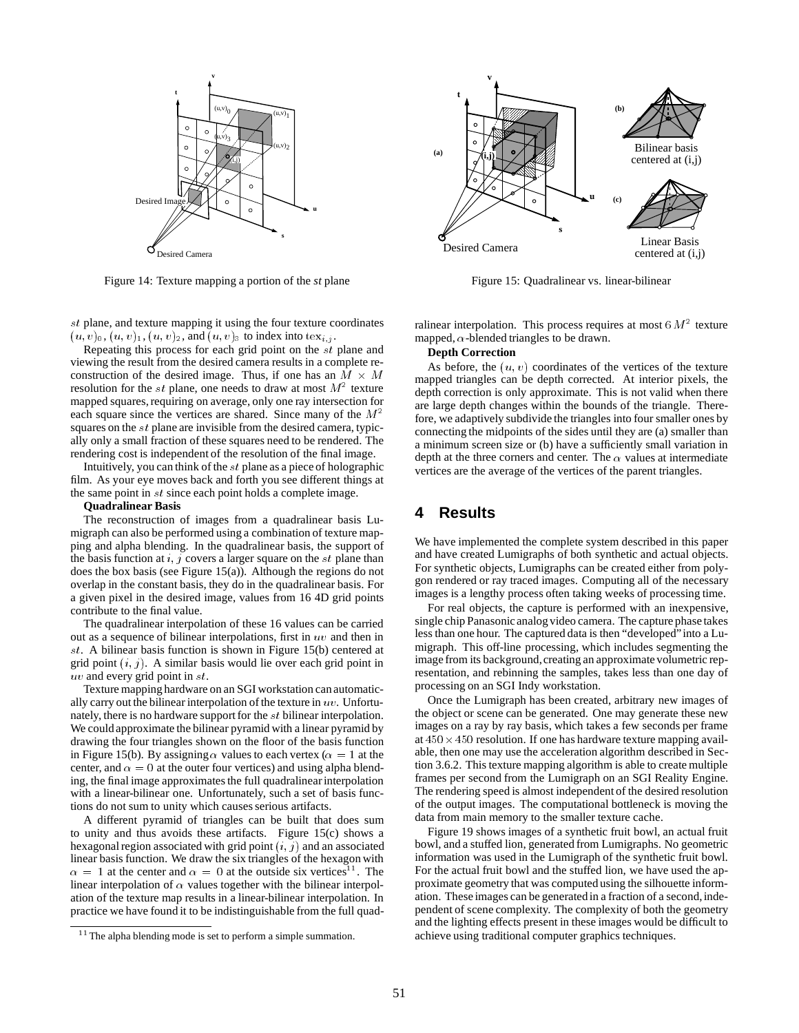Figure 14: Texture mapping a portion of the *st* plane

Figure 15: Quadralinear vs. linear-bilinear

$st$ plane, and texture mapping it using the four texture coordinates $(u,v)_0$, $(u,v)_1$, $(u,v)_2$, and $(u,v)_3$ to index into $\mathrm{tex}_{i,j}$.

Repeating this process for each grid point on the $st$ plane and viewing the result from the desired camera results in a complete reconstruction of the desired image. Thus, if one has an $M \times M$ resolution for the $st$ plane, one needs to draw at most $M^2$ texture mapped squares, requiring on average, only one ray intersection for each square since the vertices are shared. Since many of the $M^2$ squares on the $st$ plane are invisible from the desired camera, typically only a small fraction of these squares need to be rendered. The rendering cost is independent of the resolution of the final image.

Intuitively, you can think of the $st$ plane as a piece of holographic film. As your eye moves back and forth you see different things at the same point in $st$ since each point holds a complete image.

**Quadralinear Basis**

The reconstruction of images from a quadralinear basis Lumigraph can also be performed using a combination of texture mapping and alpha blending. In the quadralinear basis, the support of the basis function at $i, j$ covers a larger square on the $st$ plane than does the box basis (see Figure 15(a)). Although the regions do not overlap in the constant basis, they do in the quadralinear basis. For a given pixel in the desired image, values from 16 4D grid points contribute to the final value.

The quadralinear interpolation of these 16 values can be carried out as a sequence of bilinear interpolations, first in $uv$ and then in $st$. A bilinear basis function is shown in Figure 15(b) centered at grid point $(i, j)$. A similar basis would lie over each grid point in $uv$ and every grid point in $st$.

Texture mapping hardware on an SGI workstation can automatically carry out the bilinear interpolation of the texture in $uv$. Unfortunately, there is no hardware support for the $st$ bilinear interpolation. We could approximate the bilinear pyramid with a linear pyramid by drawing the four triangles shown on the floor of the basis function in Figure 15(b). By assigning $\alpha$ values to each vertex ($\alpha = 1$ at the center, and $\alpha = 0$ at the outer four vertices) and using alpha blending, the final image approximates the full quadralinear interpolation with a linear-bilinear one. Unfortunately, such a set of basis functions do not sum to unity which causes serious artifacts.

A different pyramid of triangles can be built that does sum to unity and thus avoids these artifacts. Figure 15(c) shows a hexagonal region associated with grid point $(i, j)$ and an associated linear basis function. We draw the six triangles of the hexagon with $\alpha = 1$ at the center and $\alpha = 0$ at the outside six vertices[11]. The linear interpolation of $\alpha$ values together with the bilinear interpolation of the texture map results in a linear-bilinear interpolation. In practice we have found it to be indistinguishable from the full quadralinear interpolation. This process requires at most $6\,M^2$ texture mapped, $\alpha$-blended triangles to be drawn.

[11] The alpha blending mode is set to perform a simple summation.

**Depth Correction**

As before, the $(u, v)$ coordinates of the vertices of the texture mapped triangles can be depth corrected. At interior pixels, the depth correction is only approximate. This is not valid when there are large depth changes within the bounds of the triangle. Therefore, we adaptively subdivide the triangles into four smaller ones by connecting the midpoints of the sides until they are (a) smaller than a minimum screen size or (b) have a sufficiently small variation in depth at the three corners and center. The $\alpha$ values at intermediate vertices are the average of the vertices of the parent triangles.

# 4 Results

We have implemented the complete system described in this paper and have created Lumigraphs of both synthetic and actual objects. For synthetic objects, Lumigraphs can be created either from polygon rendered or ray traced images. Computing all of the necessary images is a lengthy process often taking weeks of processing time.

For real objects, the capture is performed with an inexpensive, single chip Panasonic analog video camera. The capture phase takes less than one hour. The captured data is then "developed" into a Lumigraph. This off-line processing, which includes segmenting the image from its background, creating an approximate volumetric representation, and rebinning the samples, takes less than one day of processing on an SGI Indy workstation.

Once the Lumigraph has been created, arbitrary new images of the object or scene can be generated. One may generate these new images on a ray by ray basis, which takes a few seconds per frame at $450 \times 450$ resolution. If one has hardware texture mapping available, then one may use the acceleration algorithm described in Section 3.6.2. This texture mapping algorithm is able to create multiple frames per second from the Lumigraph on an SGI Reality Engine. The rendering speed is almost independent of the desired resolution of the output images. The computational bottleneck is moving the data from main memory to the smaller texture cache.

Figure 19 shows images of a synthetic fruit bowl, an actual fruit bowl, and a stuffed lion, generated from Lumigraphs. No geometric information was used in the Lumigraph of the synthetic fruit bowl. For the actual fruit bowl and the stuffed lion, we have used the approximate geometry that was computed using the silhouette information. These images can be generated in a fraction of a second, independent of scene complexity. The complexity of both the geometry and the lighting effects present in these images would be difficult to achieve using traditional computer graphics techniques.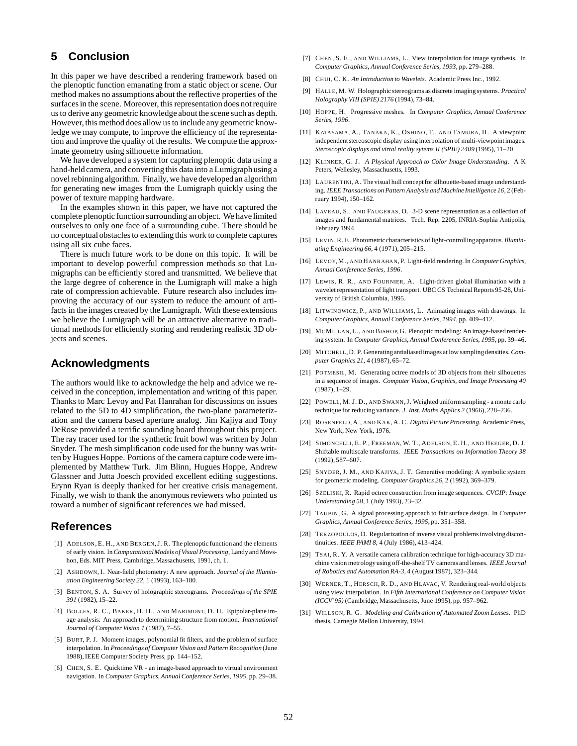## 5 Conclusion

In this paper we have described a rendering framework based on the plenoptic function emanating from a static object or scene. Our method makes no assumptions about the reflective properties of the surfaces in the scene. Moreover, this representation does not require us to derive any geometric knowledge about the scene such as depth. However, this method does allow us to include any geometric knowledge we may compute, to improve the efficiency of the representation and improve the quality of the results. We compute the approximate geometry using silhouette information.

We have developed a system for capturing plenoptic data using a hand-held camera, and converting this data into a Lumigraph using a novel rebinning algorithm. Finally, we have developed an algorithm for generating new images from the Lumigraph quickly using the power of texture mapping hardware.

In the examples shown in this paper, we have not captured the complete plenoptic function surrounding an object. We have limited ourselves to only one face of a surrounding cube. There should be no conceptual obstacles to extending this work to complete captures using all six cube faces.

There is much future work to be done on this topic. It will be important to develop powerful compression methods so that Lumigraphs can be efficiently stored and transmitted. We believe that the large degree of coherence in the Lumigraph will make a high rate of compression achievable. Future research also includes improving the accuracy of our system to reduce the amount of artifacts in the images created by the Lumigraph. With these extensions we believe the Lumigraph will be an attractive alternative to traditional methods for efficiently storing and rendering realistic 3D objects and scenes.

## Acknowledgments

The authors would like to acknowledge the help and advice we received in the conception, implementation and writing of this paper. Thanks to Marc Levoy and Pat Hanrahan for discussions on issues related to the 5D to 4D simplification, the two-plane parameterization and the camera based aperture analog. Jim Kajiya and Tony DeRose provided a terrific sounding board throughout this project. The ray tracer used for the synthetic fruit bowl was written by John Snyder. The mesh simplification code used for the bunny was written by Hugues Hoppe. Portions of the camera capture code were implemented by Matthew Turk. Jim Blinn, Hugues Hoppe, Andrew Glassner and Jutta Joesch provided excellent editing suggestions. Erynn Ryan is deeply thanked for her creative crisis management. Finally, we wish to thank the anonymous reviewers who pointed us toward a number of significant references we had missed.

## References

[1] Adelson, E. H., and Bergen, J. R. The plenoptic function and the elements of early vision. In *Computational Models of Visual Processing*, Landy and Movshon, Eds. MIT Press, Cambridge, Massachusetts, 1991, ch. 1.

[2] Ashdown, I. Near-field photometry: A new approach. *Journal of the Illumination Engineering Society 22*, 1 (1993), 163–180.

[3] Benton, S. A. Survey of holographic stereograms. *Proceedings of the SPIE 391* (1982), 15–22.

[4] Bolles, R. C., Baker, H. H., and Marimont, D. H. Epipolar-plane image analysis: An approach to determining structure from motion. *International Journal of Computer Vision 1* (1987), 7–55.

[5] Burt, P. J. Moment images, polynomial fit filters, and the problem of surface interpolation. In *Proceedings of Computer Vision and Pattern Recognition* (June 1988), IEEE Computer Society Press, pp. 144–152.

[6] Chen, S. E. Quicktime VR - an image-based approach to virtual environment navigation. In *Computer Graphics, Annual Conference Series, 1995*, pp. 29–38.

[7] Chen, S. E., and Williams, L. View interpolation for image synthesis. In *Computer Graphics, Annual Conference Series, 1993*, pp. 279–288.

[8] Chui, C. K. *An Introduction to Wavelets*. Academic Press Inc., 1992.

[9] Halle, M. W. Holographic stereograms as discrete imaging systems. *Practical Holography VIII (SPIE) 2176* (1994), 73–84.

[10] Hoppe, H. Progressive meshes. In *Computer Graphics, Annual Conference Series, 1996*.

[11] Katayama, A., Tanaka, K., Oshino, T., and Tamura, H. A viewpoint independent stereoscopic display using interpolation of multi-viewpoint images. *Steroscopic displays and virtal reality sytems II (SPIE) 2409* (1995), 11–20.

[12] Klinker, G. J. *A Physical Approach to Color Image Understanding*. A K Peters, Wellesley, Massachusetts, 1993.

[13] Laurentini, A. The visual hull concept for silhouette-based image understanding. *IEEE Transactions on Pattern Analysis and Machine Intelligence 16*, 2 (February 1994), 150–162.

[14] Laveau, S., and Faugeras, O. 3-D scene representation as a collection of images and fundamental matrices. Tech. Rep. 2205, INRIA-Sophia Antipolis, February 1994.

[15] Levin, R. E. Photometric characteristics of light-controlling apparatus. *Illuminating Engineering 66*, 4 (1971), 205–215.

[16] Levoy, M., and Hanrahan, P. Light-field rendering. In *Computer Graphics, Annual Conference Series, 1996*.

[17] Lewis, R. R., and Fournier, A. Light-driven global illumination with a wavelet representation of light transport. UBC CS Technical Reports 95-28, University of British Columbia, 1995.

[18] Litwinowicz, P., and Williams, L. Animating images with drawings. In *Computer Graphics, Annual Conference Series, 1994*, pp. 409–412.

[19] McMillan, L., and Bishop, G. Plenoptic modeling: An image-based rendering system. In *Computer Graphics, Annual Conference Series, 1995*, pp. 39–46.

[20] Mitchell, D. P. Generating antialiased images at low sampling densities. *Computer Graphics 21*, 4 (1987), 65–72.

[21] Potmesil, M. Generating octree models of 3D objects from their silhouettes in a sequence of images. *Computer Vision, Graphics, and Image Processing 40* (1987), 1–29.

[22] Powell, M. J. D., and Swann, J. Weighted uniform sampling - a monte carlo technique for reducing variance. *J. Inst. Maths Applics 2* (1966), 228–236.

[23] Rosenfeld, A., and Kak, A. C. *Digital Picture Processing*. Academic Press, New York, New York, 1976.

[24] Simoncelli, E. P., Freeman, W. T., Adelson, E. H., and Heeger, D. J. Shiftable multiscale transforms. *IEEE Transactions on Information Theory 38* (1992), 587–607.

[25] Snyder, J. M., and Kajiya, J. T. Generative modeling: A symbolic system for geometric modeling. *Computer Graphics 26*, 2 (1992), 369–379.

[26] Szeliski, R. Rapid octree construction from image sequences. *CVGIP: Image Understanding 58*, 1 (July 1993), 23–32.

[27] Taubin, G. A signal processing approach to fair surface design. In *Computer Graphics, Annual Conference Series, 1995*, pp. 351–358.

[28] Terzopoulos, D. Regularization of inverse visual problems involving discontinuities. *IEEE PAMI 8*, 4 (July 1986), 413–424.

[29] Tsai, R. Y. A versatile camera calibration technique for high-accuracy 3D machine vision metrology using off-the-shelf TV cameras and lenses. *IEEE Journal of Robotics and Automation RA-3*, 4 (August 1987), 323–344.

[30] Werner, T., Hersch, R. D., and Hlavac, V. Rendering real-world objects using view interpolation. In *Fifth International Conference on Computer Vision (ICCV'95)* (Cambridge, Massachusetts, June 1995), pp. 957–962.

[31] Willson, R. G. *Modeling and Calibration of Automated Zoom Lenses*. PhD thesis, Carnegie Mellon University, 1994.